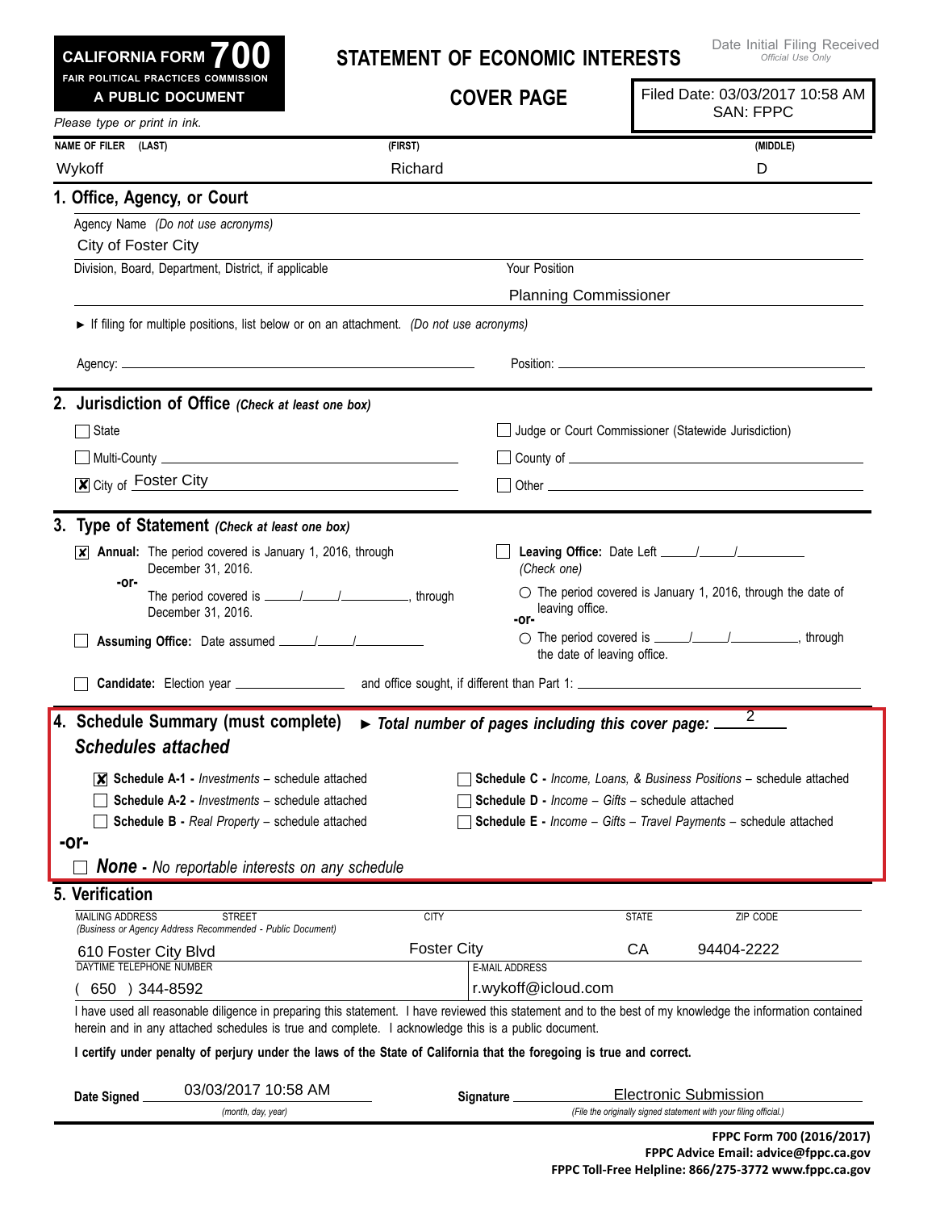**CALIFORNIA FORM 700**
**FAIR POLITICAL PRACTICES COMMISSION**
**A PUBLIC DOCUMENT**

# STATEMENT OF ECONOMIC INTERESTS

## COVER PAGE

Date Initial Filing Received
*Official Use Only*

Filed Date: 03/03/2017 10:58 AM
SAN: FPPC

*Please type or print in ink.*

| NAME OF FILER (LAST) | (FIRST) | (MIDDLE) |
|---|---|---|
| Wykoff | Richard | D |

## 1. Office, Agency, or Court

Agency Name *(Do not use acronyms)*
City of Foster City

Division, Board, Department, District, if applicable

Your Position
Planning Commissioner

► If filing for multiple positions, list below or on an attachment. *(Do not use acronyms)*

Agency: ______________________ Position: ______________________

## 2. Jurisdiction of Office *(Check at least one box)*

- ☐ State
- ☐ Judge or Court Commissioner (Statewide Jurisdiction)
- ☐ Multi-County ______________________
- ☐ County of ______________________
- ☒ City of Foster City
- ☐ Other ______________________

## 3. Type of Statement *(Check at least one box)*

- ☒ **Annual:** The period covered is January 1, 2016, through December 31, 2016.
  **-or-**
  The period covered is \_\_\_\_/\_\_\_\_/\_\_\_\_\_\_, through December 31, 2016.
- ☐ **Assuming Office:** Date assumed \_\_\_\_/\_\_\_\_/\_\_\_\_\_\_
- ☐ **Leaving Office:** Date Left \_\_\_\_/\_\_\_\_/\_\_\_\_\_\_
  *(Check one)*
  - ○ The period covered is January 1, 2016, through the date of leaving office.
  **-or-**
  - ○ The period covered is \_\_\_\_/\_\_\_\_/\_\_\_\_\_\_, through the date of leaving office.
- ☐ **Candidate:** Election year \_\_\_\_\_\_\_\_ and office sought, if different than Part 1: \_\_\_\_\_\_\_\_\_\_\_\_\_\_\_\_

## 4. Schedule Summary (must complete) ► *Total number of pages including this cover page:* 2

### *Schedules attached*

- ☒ **Schedule A-1 -** *Investments* – schedule attached
- ☐ **Schedule A-2 -** *Investments* – schedule attached
- ☐ **Schedule B -** *Real Property* – schedule attached
- ☐ **Schedule C -** *Income, Loans, & Business Positions* – schedule attached
- ☐ **Schedule D -** *Income – Gifts* – schedule attached
- ☐ **Schedule E -** *Income – Gifts – Travel Payments* – schedule attached

**-or-**

- ☐ ***None*** **-** *No reportable interests on any schedule*

## 5. Verification

| MAILING ADDRESS STREET *(Business or Agency Address Recommended - Public Document)* | CITY | STATE | ZIP CODE |
|---|---|---|---|
| 610 Foster City Blvd | Foster City | CA | 94404-2222 |

| DAYTIME TELEPHONE NUMBER | E-MAIL ADDRESS |
|---|---|
| ( 650 ) 344-8592 | r.wykoff@icloud.com |

I have used all reasonable diligence in preparing this statement. I have reviewed this statement and to the best of my knowledge the information contained herein and in any attached schedules is true and complete. I acknowledge this is a public document.

**I certify under penalty of perjury under the laws of the State of California that the foregoing is true and correct.**

**Date Signed** 03/03/2017 10:58 AM *(month, day, year)*

**Signature** Electronic Submission *(File the originally signed statement with your filing official.)*

**FPPC Form 700 (2016/2017)**
**FPPC Advice Email: advice@fppc.ca.gov**
**FPPC Toll-Free Helpline: 866/275-3772 www.fppc.ca.gov**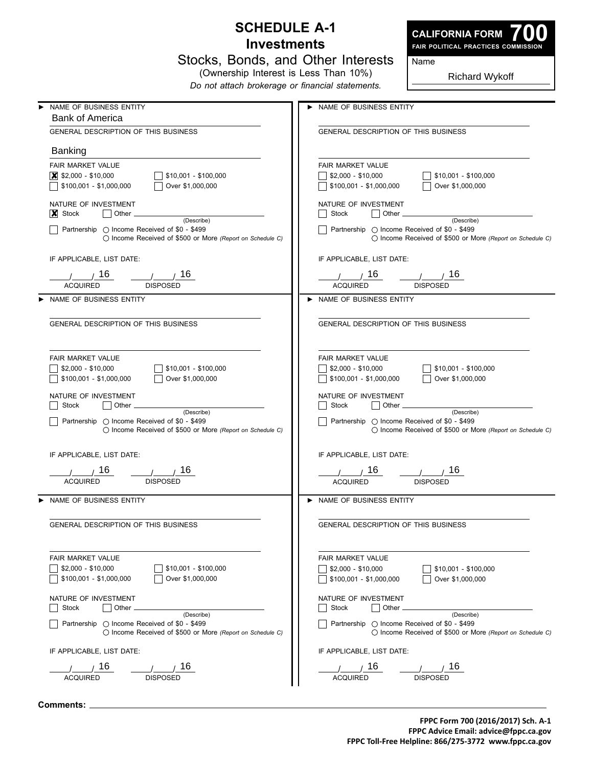# SCHEDULE A-1
## Investments
### Stocks, Bonds, and Other Interests
(Ownership Interest is Less Than 10%)

*Do not attach brokerage or financial statements.*

**CALIFORNIA FORM 700**
**FAIR POLITICAL PRACTICES COMMISSION**

Name: Richard Wykoff

---

► NAME OF BUSINESS ENTITY
Bank of America

GENERAL DESCRIPTION OF THIS BUSINESS
Banking

FAIR MARKET VALUE
- [x] $2,000 - $10,000
- [ ] $10,001 - $100,000
- [ ] $100,001 - $1,000,000
- [ ] Over $1,000,000

NATURE OF INVESTMENT
- [x] Stock
- [ ] Other ____________ (Describe)
- [ ] Partnership ○ Income Received of $0 - $499 ○ Income Received of $500 or More *(Report on Schedule C)*

IF APPLICABLE, LIST DATE:

___/___/ 16 ACQUIRED ___/___/ 16 DISPOSED

---

► NAME OF BUSINESS ENTITY

GENERAL DESCRIPTION OF THIS BUSINESS

FAIR MARKET VALUE
- [ ] $2,000 - $10,000
- [ ] $10,001 - $100,000
- [ ] $100,001 - $1,000,000
- [ ] Over $1,000,000

NATURE OF INVESTMENT
- [ ] Stock
- [ ] Other ____________ (Describe)
- [ ] Partnership ○ Income Received of $0 - $499 ○ Income Received of $500 or More *(Report on Schedule C)*

IF APPLICABLE, LIST DATE:

___/___/ 16 ACQUIRED ___/___/ 16 DISPOSED

---

► NAME OF BUSINESS ENTITY

GENERAL DESCRIPTION OF THIS BUSINESS

FAIR MARKET VALUE
- [ ] $2,000 - $10,000
- [ ] $10,001 - $100,000
- [ ] $100,001 - $1,000,000
- [ ] Over $1,000,000

NATURE OF INVESTMENT
- [ ] Stock
- [ ] Other ____________ (Describe)
- [ ] Partnership ○ Income Received of $0 - $499 ○ Income Received of $500 or More *(Report on Schedule C)*

IF APPLICABLE, LIST DATE:

___/___/ 16 ACQUIRED ___/___/ 16 DISPOSED

---

► NAME OF BUSINESS ENTITY

GENERAL DESCRIPTION OF THIS BUSINESS

FAIR MARKET VALUE
- [ ] $2,000 - $10,000
- [ ] $10,001 - $100,000
- [ ] $100,001 - $1,000,000
- [ ] Over $1,000,000

NATURE OF INVESTMENT
- [ ] Stock
- [ ] Other ____________ (Describe)
- [ ] Partnership ○ Income Received of $0 - $499 ○ Income Received of $500 or More *(Report on Schedule C)*

IF APPLICABLE, LIST DATE:

___/___/ 16 ACQUIRED ___/___/ 16 DISPOSED

---

► NAME OF BUSINESS ENTITY

GENERAL DESCRIPTION OF THIS BUSINESS

FAIR MARKET VALUE
- [ ] $2,000 - $10,000
- [ ] $10,001 - $100,000
- [ ] $100,001 - $1,000,000
- [ ] Over $1,000,000

NATURE OF INVESTMENT
- [ ] Stock
- [ ] Other ____________ (Describe)
- [ ] Partnership ○ Income Received of $0 - $499 ○ Income Received of $500 or More *(Report on Schedule C)*

IF APPLICABLE, LIST DATE:

___/___/ 16 ACQUIRED ___/___/ 16 DISPOSED

---

► NAME OF BUSINESS ENTITY

GENERAL DESCRIPTION OF THIS BUSINESS

FAIR MARKET VALUE
- [ ] $2,000 - $10,000
- [ ] $10,001 - $100,000
- [ ] $100,001 - $1,000,000
- [ ] Over $1,000,000

NATURE OF INVESTMENT
- [ ] Stock
- [ ] Other ____________ (Describe)
- [ ] Partnership ○ Income Received of $0 - $499 ○ Income Received of $500 or More *(Report on Schedule C)*

IF APPLICABLE, LIST DATE:

___/___/ 16 ACQUIRED ___/___/ 16 DISPOSED

---

**Comments:** ____________

**FPPC Form 700 (2016/2017) Sch. A-1**
**FPPC Advice Email: advice@fppc.ca.gov**
**FPPC Toll-Free Helpline: 866/275-3772 www.fppc.ca.gov**